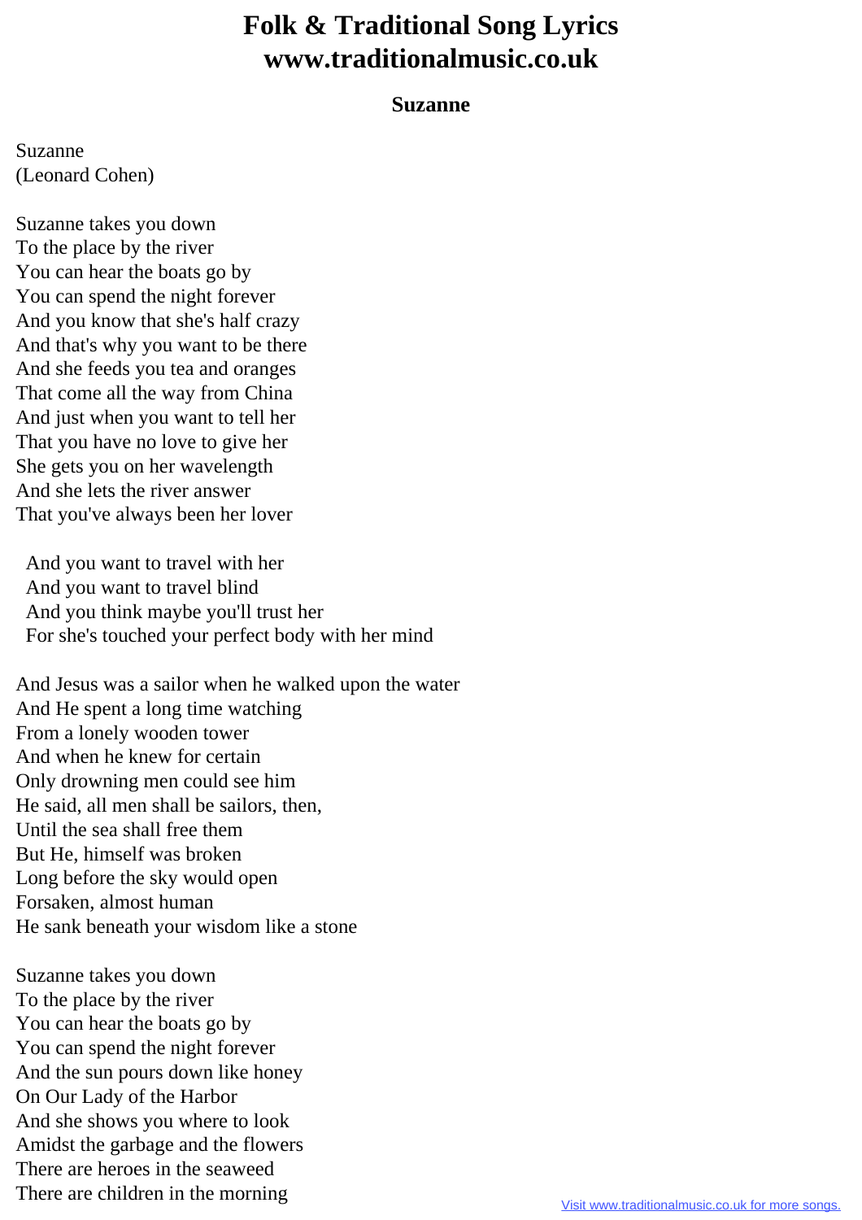## **Folk & Traditional Song Lyrics www.traditionalmusic.co.uk**

## **Suzanne**

Suzanne (Leonard Cohen)

Suzanne takes you down To the place by the river You can hear the boats go by You can spend the night forever And you know that she's half crazy And that's why you want to be there And she feeds you tea and oranges That come all the way from China And just when you want to tell her That you have no love to give her She gets you on her wavelength And she lets the river answer That you've always been her lover

 And you want to travel with her And you want to travel blind And you think maybe you'll trust her For she's touched your perfect body with her mind

And Jesus was a sailor when he walked upon the water And He spent a long time watching From a lonely wooden tower And when he knew for certain Only drowning men could see him He said, all men shall be sailors, then, Until the sea shall free them But He, himself was broken Long before the sky would open Forsaken, almost human He sank beneath your wisdom like a stone

Suzanne takes you down To the place by the river You can hear the boats go by You can spend the night forever And the sun pours down like honey On Our Lady of the Harbor And she shows you where to look Amidst the garbage and the flowers There are heroes in the seaweed There are children in the morning